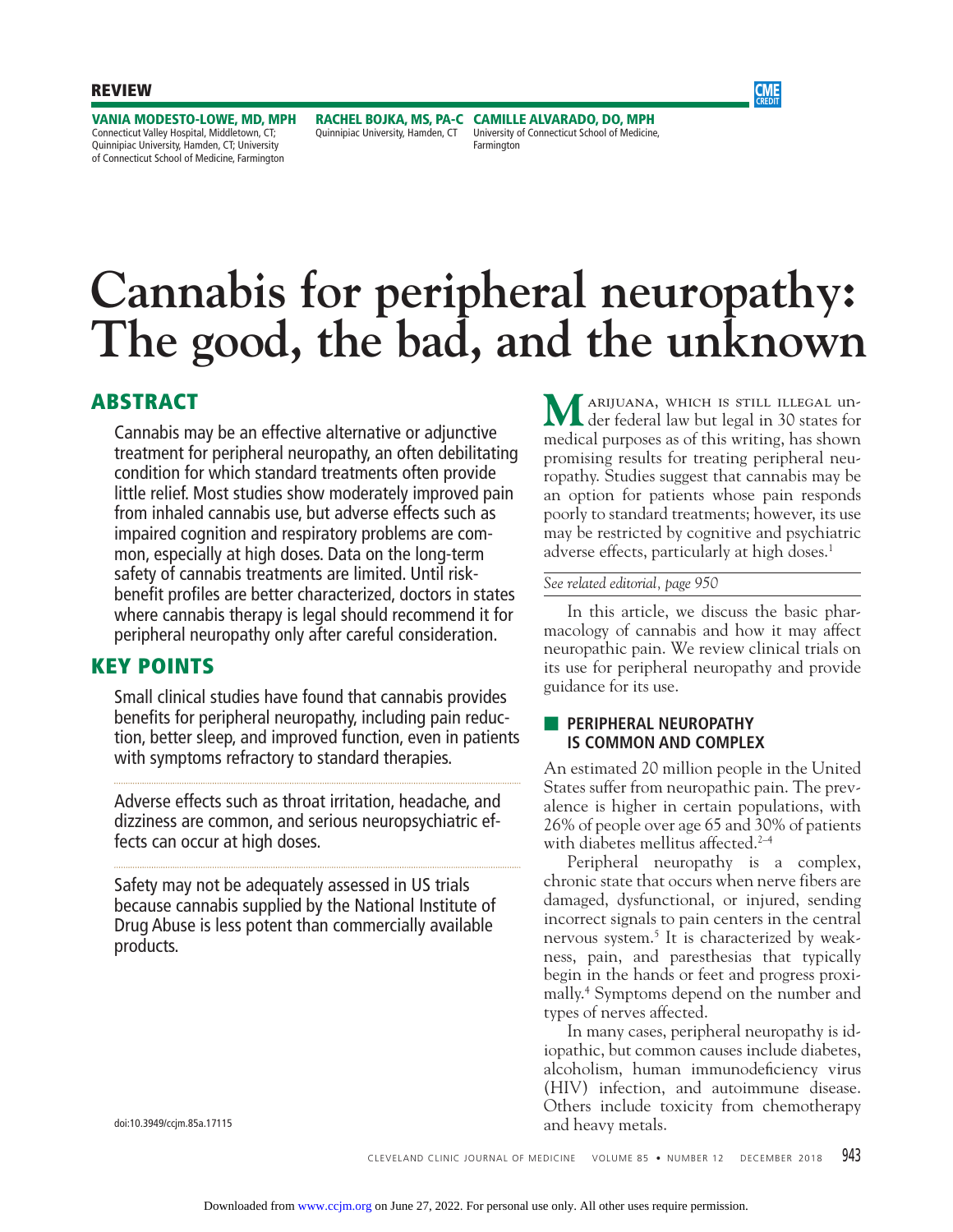REVIEW

**VANIA MODESTO-LOWE, MD, MPH**
Connecticut Valley Hospital, Middletown, CT; Quinnipiac University, Hamden, CT; University of Connecticut School of Medicine, Farmington

**RACHEL BOJKA, MS, PA-C**
Quinnipiac University, Hamden, CT

**CAMILLE ALVARADO, DO, MPH**
University of Connecticut School of Medicine, Farmington

# Cannabis for peripheral neuropathy: The good, the bad, and the unknown

## ABSTRACT

Cannabis may be an effective alternative or adjunctive treatment for peripheral neuropathy, an often debilitating condition for which standard treatments often provide little relief. Most studies show moderately improved pain from inhaled cannabis use, but adverse effects such as impaired cognition and respiratory problems are common, especially at high doses. Data on the long-term safety of cannabis treatments are limited. Until risk-benefit profiles are better characterized, doctors in states where cannabis therapy is legal should recommend it for peripheral neuropathy only after careful consideration.

## KEY POINTS

Small clinical studies have found that cannabis provides benefits for peripheral neuropathy, including pain reduction, better sleep, and improved function, even in patients with symptoms refractory to standard therapies.

Adverse effects such as throat irritation, headache, and dizziness are common, and serious neuropsychiatric effects can occur at high doses.

Safety may not be adequately assessed in US trials because cannabis supplied by the National Institute of Drug Abuse is less potent than commercially available products.

doi:10.3949/ccjm.85a.17115

Marijuana, which is still illegal under federal law but legal in 30 states for medical purposes as of this writing, has shown promising results for treating peripheral neuropathy. Studies suggest that cannabis may be an option for patients whose pain responds poorly to standard treatments; however, its use may be restricted by cognitive and psychiatric adverse effects, particularly at high doses.[1]

*See related editorial, page 950*

In this article, we discuss the basic pharmacology of cannabis and how it may affect neuropathic pain. We review clinical trials on its use for peripheral neuropathy and provide guidance for its use.

## PERIPHERAL NEUROPATHY IS COMMON AND COMPLEX

An estimated 20 million people in the United States suffer from neuropathic pain. The prevalence is higher in certain populations, with 26% of people over age 65 and 30% of patients with diabetes mellitus affected.[2–4]

Peripheral neuropathy is a complex, chronic state that occurs when nerve fibers are damaged, dysfunctional, or injured, sending incorrect signals to pain centers in the central nervous system.[5] It is characterized by weakness, pain, and paresthesias that typically begin in the hands or feet and progress proximally.[4] Symptoms depend on the number and types of nerves affected.

In many cases, peripheral neuropathy is idiopathic, but common causes include diabetes, alcoholism, human immunodeficiency virus (HIV) infection, and autoimmune disease. Others include toxicity from chemotherapy and heavy metals.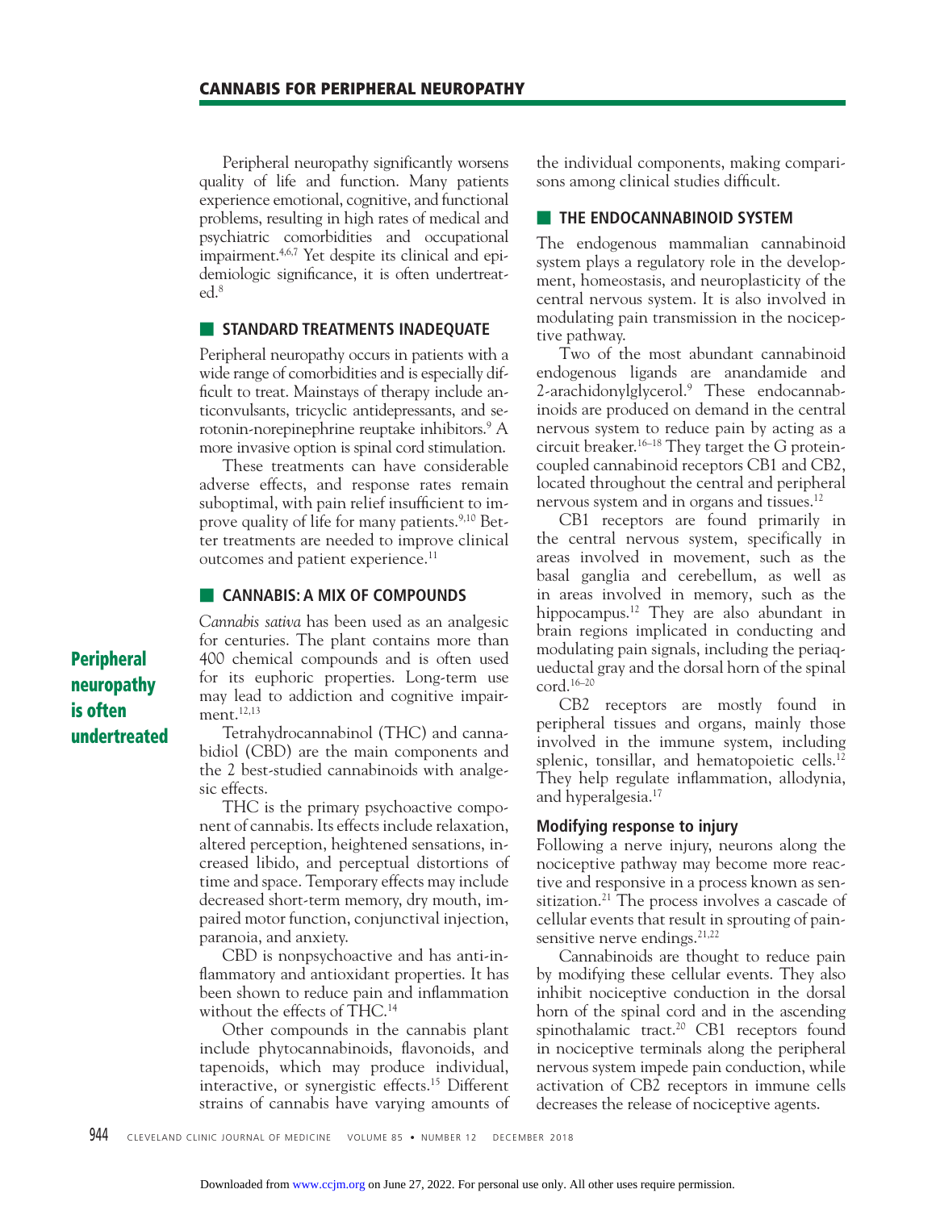Peripheral neuropathy significantly worsens quality of life and function. Many patients experience emotional, cognitive, and functional problems, resulting in high rates of medical and psychiatric comorbidities and occupational impairment.[4,6,7] Yet despite its clinical and epidemiologic significance, it is often undertreated.[8]

## STANDARD TREATMENTS INADEQUATE

Peripheral neuropathy occurs in patients with a wide range of comorbidities and is especially difficult to treat. Mainstays of therapy include anticonvulsants, tricyclic antidepressants, and serotonin-norepinephrine reuptake inhibitors.[9] A more invasive option is spinal cord stimulation.

These treatments can have considerable adverse effects, and response rates remain suboptimal, with pain relief insufficient to improve quality of life for many patients.[9,10] Better treatments are needed to improve clinical outcomes and patient experience.[11]

## CANNABIS: A MIX OF COMPOUNDS

*Cannabis sativa* has been used as an analgesic for centuries. The plant contains more than 400 chemical compounds and is often used for its euphoric properties. Long-term use may lead to addiction and cognitive impairment.[12,13]

**Peripheral neuropathy is often undertreated**

Tetrahydrocannabinol (THC) and cannabidiol (CBD) are the main components and the 2 best-studied cannabinoids with analgesic effects.

THC is the primary psychoactive component of cannabis. Its effects include relaxation, altered perception, heightened sensations, increased libido, and perceptual distortions of time and space. Temporary effects may include decreased short-term memory, dry mouth, impaired motor function, conjunctival injection, paranoia, and anxiety.

CBD is nonpsychoactive and has anti-inflammatory and antioxidant properties. It has been shown to reduce pain and inflammation without the effects of THC.[14]

Other compounds in the cannabis plant include phytocannabinoids, flavonoids, and tapenoids, which may produce individual, interactive, or synergistic effects.[15] Different strains of cannabis have varying amounts of the individual components, making comparisons among clinical studies difficult.

## THE ENDOCANNABINOID SYSTEM

The endogenous mammalian cannabinoid system plays a regulatory role in the development, homeostasis, and neuroplasticity of the central nervous system. It is also involved in modulating pain transmission in the nociceptive pathway.

Two of the most abundant cannabinoid endogenous ligands are anandamide and 2-arachidonylglycerol.[9] These endocannabinoids are produced on demand in the central nervous system to reduce pain by acting as a circuit breaker.[16–18] They target the G protein-coupled cannabinoid receptors CB1 and CB2, located throughout the central and peripheral nervous system and in organs and tissues.[12]

CB1 receptors are found primarily in the central nervous system, specifically in areas involved in movement, such as the basal ganglia and cerebellum, as well as in areas involved in memory, such as the hippocampus.[12] They are also abundant in brain regions implicated in conducting and modulating pain signals, including the periaqueductal gray and the dorsal horn of the spinal cord.[16–20]

CB2 receptors are mostly found in peripheral tissues and organs, mainly those involved in the immune system, including splenic, tonsillar, and hematopoietic cells.[12] They help regulate inflammation, allodynia, and hyperalgesia.[17]

### Modifying response to injury

Following a nerve injury, neurons along the nociceptive pathway may become more reactive and responsive in a process known as sensitization.[21] The process involves a cascade of cellular events that result in sprouting of pain-sensitive nerve endings.[21,22]

Cannabinoids are thought to reduce pain by modifying these cellular events. They also inhibit nociceptive conduction in the dorsal horn of the spinal cord and in the ascending spinothalamic tract.[20] CB1 receptors found in nociceptive terminals along the peripheral nervous system impede pain conduction, while activation of CB2 receptors in immune cells decreases the release of nociceptive agents.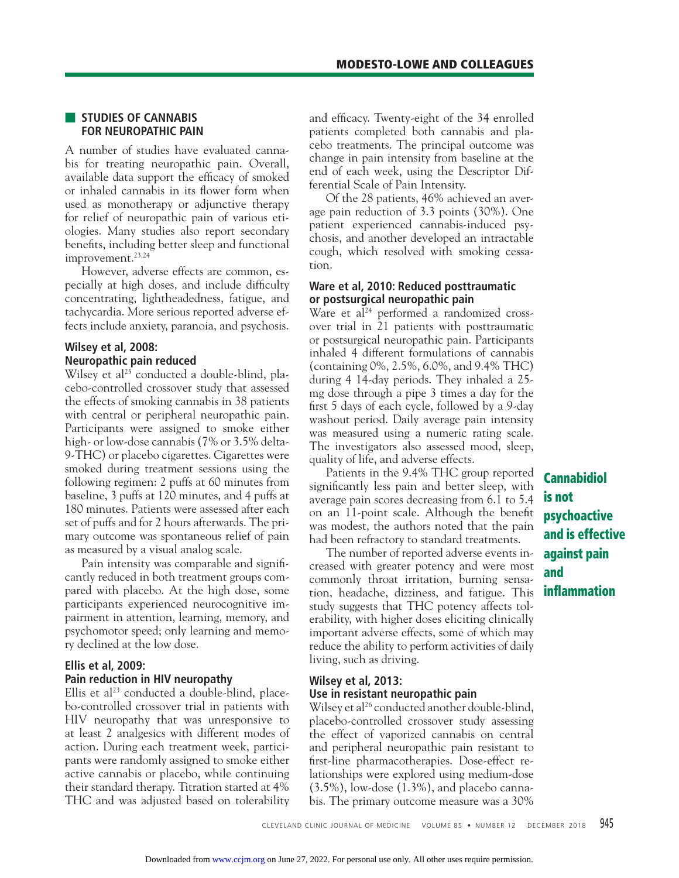## STUDIES OF CANNABIS FOR NEUROPATHIC PAIN

A number of studies have evaluated cannabis for treating neuropathic pain. Overall, available data support the efficacy of smoked or inhaled cannabis in its flower form when used as monotherapy or adjunctive therapy for relief of neuropathic pain of various etiologies. Many studies also report secondary benefits, including better sleep and functional improvement.[23,24]

However, adverse effects are common, especially at high doses, and include difficulty concentrating, lightheadedness, fatigue, and tachycardia. More serious reported adverse effects include anxiety, paranoia, and psychosis.

### Wilsey et al, 2008: Neuropathic pain reduced

Wilsey et al[25] conducted a double-blind, placebo-controlled crossover study that assessed the effects of smoking cannabis in 38 patients with central or peripheral neuropathic pain. Participants were assigned to smoke either high- or low-dose cannabis (7% or 3.5% delta-9-THC) or placebo cigarettes. Cigarettes were smoked during treatment sessions using the following regimen: 2 puffs at 60 minutes from baseline, 3 puffs at 120 minutes, and 4 puffs at 180 minutes. Patients were assessed after each set of puffs and for 2 hours afterwards. The primary outcome was spontaneous relief of pain as measured by a visual analog scale.

Pain intensity was comparable and significantly reduced in both treatment groups compared with placebo. At the high dose, some participants experienced neurocognitive impairment in attention, learning, memory, and psychomotor speed; only learning and memory declined at the low dose.

### Ellis et al, 2009: Pain reduction in HIV neuropathy

Ellis et al[23] conducted a double-blind, placebo-controlled crossover trial in patients with HIV neuropathy that was unresponsive to at least 2 analgesics with different modes of action. During each treatment week, participants were randomly assigned to smoke either active cannabis or placebo, while continuing their standard therapy. Titration started at 4% THC and was adjusted based on tolerability and efficacy. Twenty-eight of the 34 enrolled patients completed both cannabis and placebo treatments. The principal outcome was change in pain intensity from baseline at the end of each week, using the Descriptor Differential Scale of Pain Intensity.

Of the 28 patients, 46% achieved an average pain reduction of 3.3 points (30%). One patient experienced cannabis-induced psychosis, and another developed an intractable cough, which resolved with smoking cessation.

### Ware et al, 2010: Reduced posttraumatic or postsurgical neuropathic pain

Ware et al[24] performed a randomized crossover trial in 21 patients with posttraumatic or postsurgical neuropathic pain. Participants inhaled 4 different formulations of cannabis (containing 0%, 2.5%, 6.0%, and 9.4% THC) during 4 14-day periods. They inhaled a 25-mg dose through a pipe 3 times a day for the first 5 days of each cycle, followed by a 9-day washout period. Daily average pain intensity was measured using a numeric rating scale. The investigators also assessed mood, sleep, quality of life, and adverse effects.

Patients in the 9.4% THC group reported significantly less pain and better sleep, with average pain scores decreasing from 6.1 to 5.4 on an 11-point scale. Although the benefit was modest, the authors noted that the pain had been refractory to standard treatments.

**Cannabidiol is not psychoactive and is effective against pain and inflammation**

The number of reported adverse events increased with greater potency and were most commonly throat irritation, burning sensation, headache, dizziness, and fatigue. This study suggests that THC potency affects tolerability, with higher doses eliciting clinically important adverse effects, some of which may reduce the ability to perform activities of daily living, such as driving.

### Wilsey et al, 2013: Use in resistant neuropathic pain

Wilsey et al[26] conducted another double-blind, placebo-controlled crossover study assessing the effect of vaporized cannabis on central and peripheral neuropathic pain resistant to first-line pharmacotherapies. Dose-effect relationships were explored using medium-dose (3.5%), low-dose (1.3%), and placebo cannabis. The primary outcome measure was a 30%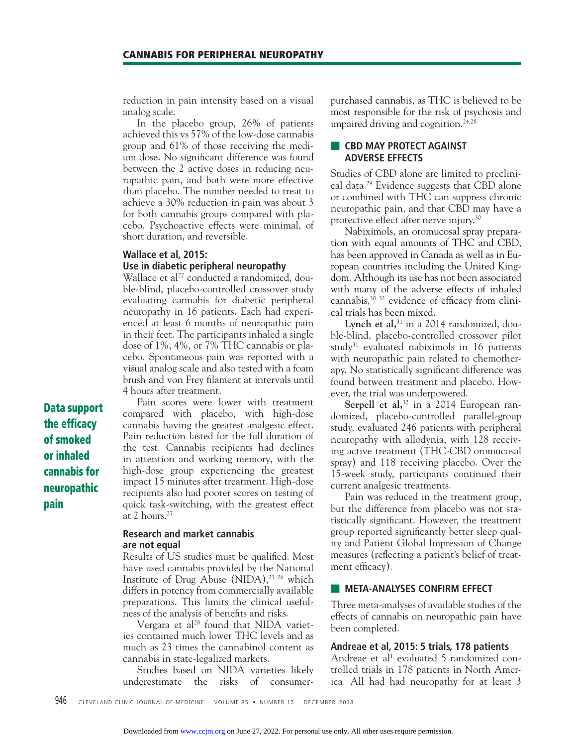reduction in pain intensity based on a visual analog scale.

In the placebo group, 26% of patients achieved this vs 57% of the low-dose cannabis group and 61% of those receiving the medium dose. No significant difference was found between the 2 active doses in reducing neuropathic pain, and both were more effective than placebo. The number needed to treat to achieve a 30% reduction in pain was about 3 for both cannabis groups compared with placebo. Psychoactive effects were minimal, of short duration, and reversible.

### Wallace et al, 2015: Use in diabetic peripheral neuropathy

Wallace et al[27] conducted a randomized, double-blind, placebo-controlled crossover study evaluating cannabis for diabetic peripheral neuropathy in 16 patients. Each had experienced at least 6 months of neuropathic pain in their feet. The participants inhaled a single dose of 1%, 4%, or 7% THC cannabis or placebo. Spontaneous pain was reported with a visual analog scale and also tested with a foam brush and von Frey filament at intervals until 4 hours after treatment.

Pain scores were lower with treatment compared with placebo, with high-dose cannabis having the greatest analgesic effect. Pain reduction lasted for the full duration of the test. Cannabis recipients had declines in attention and working memory, with the high-dose group experiencing the greatest impact 15 minutes after treatment. High-dose recipients also had poorer scores on testing of quick task-switching, with the greatest effect at 2 hours.[27]

**Data support the efficacy of smoked or inhaled cannabis for neuropathic pain**

### Research and market cannabis are not equal

Results of US studies must be qualified. Most have used cannabis provided by the National Institute of Drug Abuse (NIDA),[23–26] which differs in potency from commercially available preparations. This limits the clinical usefulness of the analysis of benefits and risks.

Vergara et al[28] found that NIDA varieties contained much lower THC levels and as much as 23 times the cannabinol content as cannabis in state-legalized markets.

Studies based on NIDA varieties likely underestimate the risks of consumer-purchased cannabis, as THC is believed to be most responsible for the risk of psychosis and impaired driving and cognition.[24,28]

## CBD MAY PROTECT AGAINST ADVERSE EFFECTS

Studies of CBD alone are limited to preclinical data.[29] Evidence suggests that CBD alone or combined with THC can suppress chronic neuropathic pain, and that CBD may have a protective effect after nerve injury.[30]

Nabiximols, an oromucosal spray preparation with equal amounts of THC and CBD, has been approved in Canada as well as in European countries including the United Kingdom. Although its use has not been associated with many of the adverse effects of inhaled cannabis,[30–32] evidence of efficacy from clinical trials has been mixed.

**Lynch et al,**[31] in a 2014 randomized, double-blind, placebo-controlled crossover pilot study[31] evaluated nabiximols in 16 patients with neuropathic pain related to chemotherapy. No statistically significant difference was found between treatment and placebo. However, the trial was underpowered.

**Serpell et al,**[32] in a 2014 European randomized, placebo-controlled parallel-group study, evaluated 246 patients with peripheral neuropathy with allodynia, with 128 receiving active treatment (THC-CBD oromucosal spray) and 118 receiving placebo. Over the 15-week study, participants continued their current analgesic treatments.

Pain was reduced in the treatment group, but the difference from placebo was not statistically significant. However, the treatment group reported significantly better sleep quality and Patient Global Impression of Change measures (reflecting a patient's belief of treatment efficacy).

## META-ANALYSES CONFIRM EFFECT

Three meta-analyses of available studies of the effects of cannabis on neuropathic pain have been completed.

### Andreae et al, 2015: 5 trials, 178 patients

Andreae et al[1] evaluated 5 randomized controlled trials in 178 patients in North America. All had had neuropathy for at least 3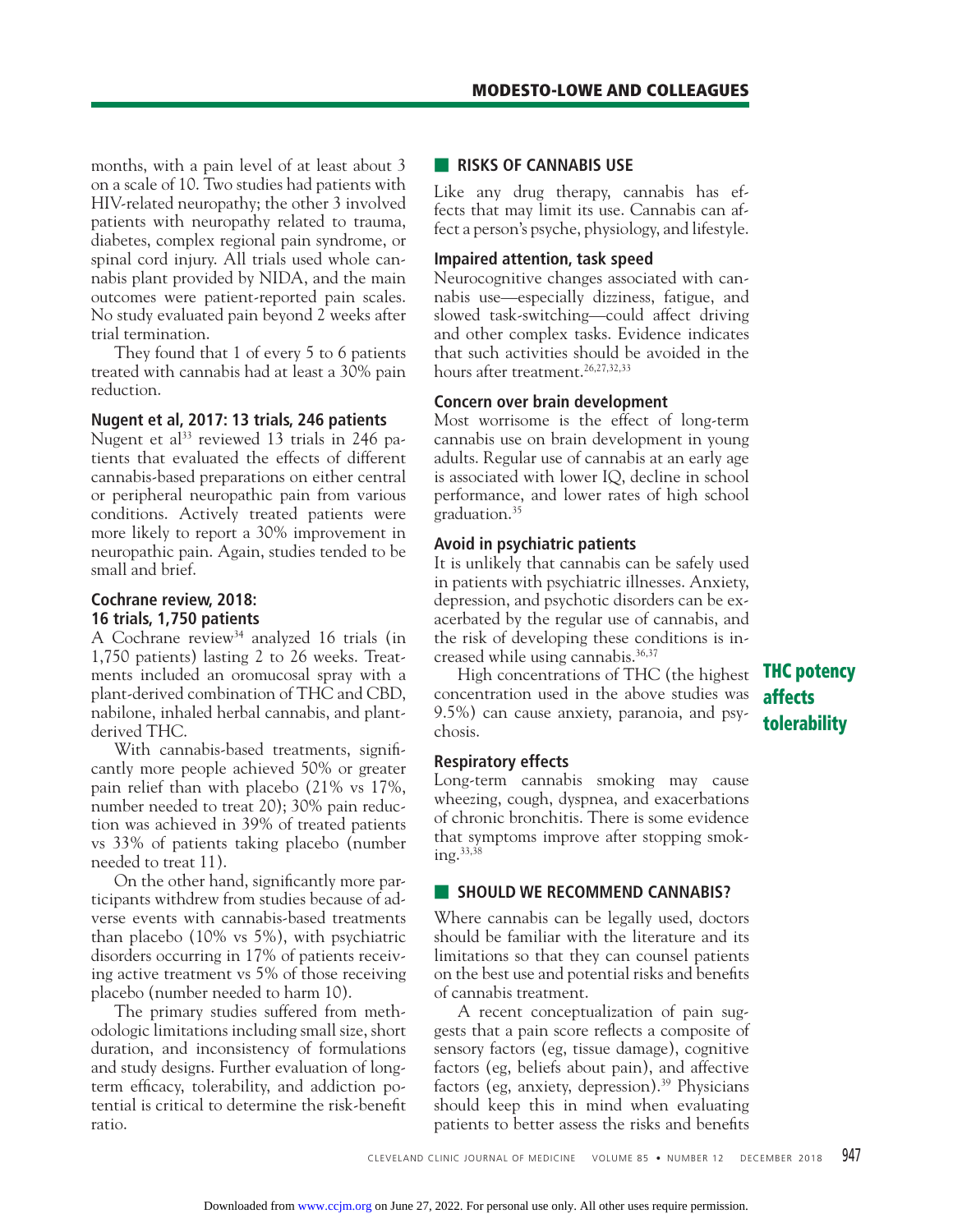months, with a pain level of at least about 3 on a scale of 10. Two studies had patients with HIV-related neuropathy; the other 3 involved patients with neuropathy related to trauma, diabetes, complex regional pain syndrome, or spinal cord injury. All trials used whole cannabis plant provided by NIDA, and the main outcomes were patient-reported pain scales. No study evaluated pain beyond 2 weeks after trial termination.

They found that 1 of every 5 to 6 patients treated with cannabis had at least a 30% pain reduction.

### Nugent et al, 2017: 13 trials, 246 patients

Nugent et al[33] reviewed 13 trials in 246 patients that evaluated the effects of different cannabis-based preparations on either central or peripheral neuropathic pain from various conditions. Actively treated patients were more likely to report a 30% improvement in neuropathic pain. Again, studies tended to be small and brief.

### Cochrane review, 2018: 16 trials, 1,750 patients

A Cochrane review[34] analyzed 16 trials (in 1,750 patients) lasting 2 to 26 weeks. Treatments included an oromucosal spray with a plant-derived combination of THC and CBD, nabilone, inhaled herbal cannabis, and plant-derived THC.

With cannabis-based treatments, significantly more people achieved 50% or greater pain relief than with placebo (21% vs 17%, number needed to treat 20); 30% pain reduction was achieved in 39% of treated patients vs 33% of patients taking placebo (number needed to treat 11).

On the other hand, significantly more participants withdrew from studies because of adverse events with cannabis-based treatments than placebo (10% vs 5%), with psychiatric disorders occurring in 17% of patients receiving active treatment vs 5% of those receiving placebo (number needed to harm 10).

The primary studies suffered from methodologic limitations including small size, short duration, and inconsistency of formulations and study designs. Further evaluation of long-term efficacy, tolerability, and addiction potential is critical to determine the risk-benefit ratio.

## RISKS OF CANNABIS USE

Like any drug therapy, cannabis has effects that may limit its use. Cannabis can affect a person's psyche, physiology, and lifestyle.

### Impaired attention, task speed

Neurocognitive changes associated with cannabis use—especially dizziness, fatigue, and slowed task-switching—could affect driving and other complex tasks. Evidence indicates that such activities should be avoided in the hours after treatment.[26,27,32,33]

### Concern over brain development

Most worrisome is the effect of long-term cannabis use on brain development in young adults. Regular use of cannabis at an early age is associated with lower IQ, decline in school performance, and lower rates of high school graduation.[35]

### Avoid in psychiatric patients

It is unlikely that cannabis can be safely used in patients with psychiatric illnesses. Anxiety, depression, and psychotic disorders can be exacerbated by the regular use of cannabis, and the risk of developing these conditions is increased while using cannabis.[36,37]

High concentrations of THC (the highest concentration used in the above studies was 9.5%) can cause anxiety, paranoia, and psychosis.

**THC potency affects tolerability**

### Respiratory effects

Long-term cannabis smoking may cause wheezing, cough, dyspnea, and exacerbations of chronic bronchitis. There is some evidence that symptoms improve after stopping smoking.[33,38]

## SHOULD WE RECOMMEND CANNABIS?

Where cannabis can be legally used, doctors should be familiar with the literature and its limitations so that they can counsel patients on the best use and potential risks and benefits of cannabis treatment.

A recent conceptualization of pain suggests that a pain score reflects a composite of sensory factors (eg, tissue damage), cognitive factors (eg, beliefs about pain), and affective factors (eg, anxiety, depression).[39] Physicians should keep this in mind when evaluating patients to better assess the risks and benefits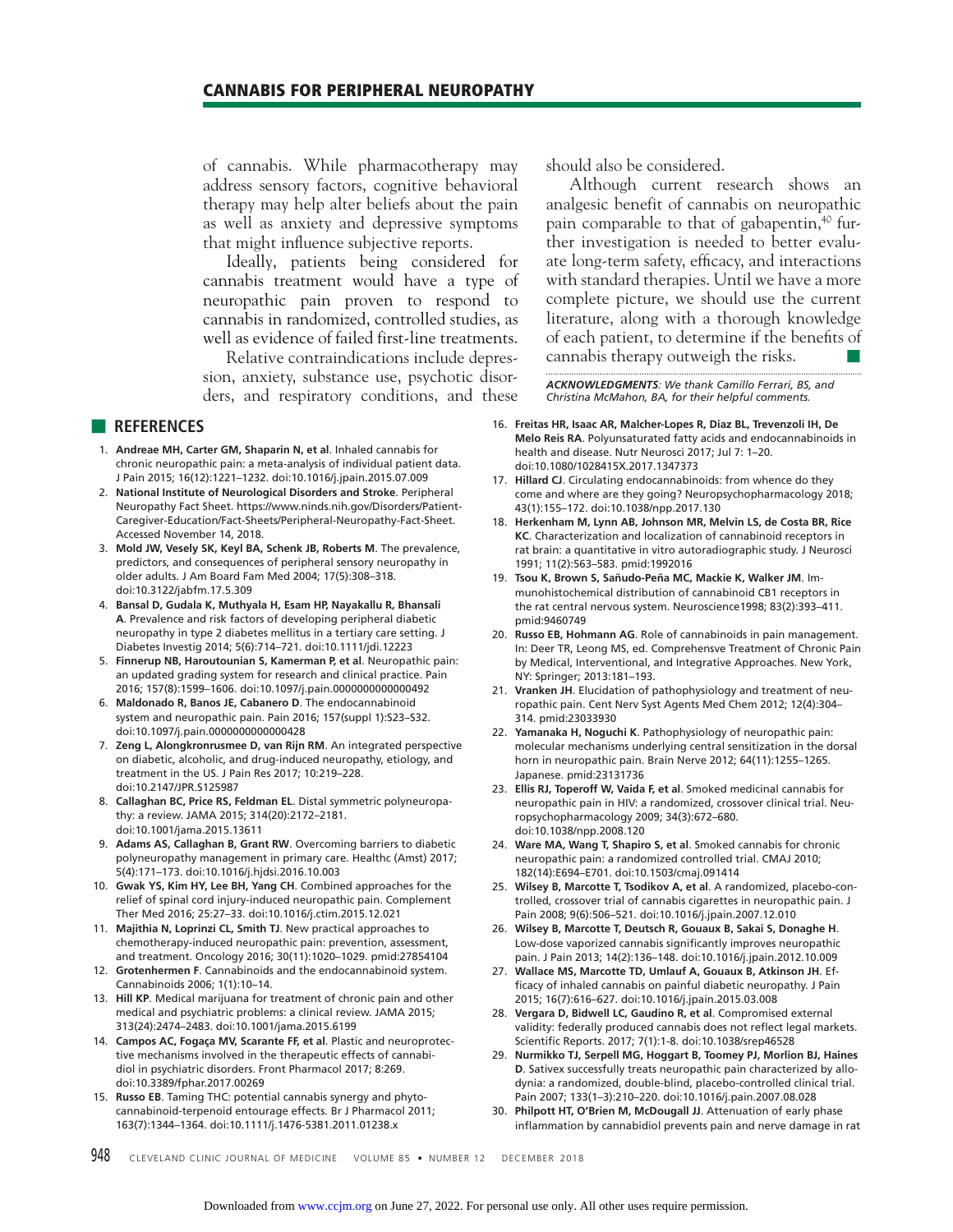of cannabis. While pharmacotherapy may address sensory factors, cognitive behavioral therapy may help alter beliefs about the pain as well as anxiety and depressive symptoms that might influence subjective reports.

Ideally, patients being considered for cannabis treatment would have a type of neuropathic pain proven to respond to cannabis in randomized, controlled studies, as well as evidence of failed first-line treatments.

Relative contraindications include depression, anxiety, substance use, psychotic disorders, and respiratory conditions, and these should also be considered.

Although current research shows an analgesic benefit of cannabis on neuropathic pain comparable to that of gabapentin,[40] further investigation is needed to better evaluate long-term safety, efficacy, and interactions with standard therapies. Until we have a more complete picture, we should use the current literature, along with a thorough knowledge of each patient, to determine if the benefits of cannabis therapy outweigh the risks. ■

*ACKNOWLEDGMENTS: We thank Camillo Ferrari, BS, and Christina McMahon, BA, for their helpful comments.*

## REFERENCES

1. **Andreae MH, Carter GM, Shaparin N, et al**. Inhaled cannabis for chronic neuropathic pain: a meta-analysis of individual patient data. J Pain 2015; 16(12):1221–1232. doi:10.1016/j.jpain.2015.07.009
2. **National Institute of Neurological Disorders and Stroke**. Peripheral Neuropathy Fact Sheet. https://www.ninds.nih.gov/Disorders/Patient-Caregiver-Education/Fact-Sheets/Peripheral-Neuropathy-Fact-Sheet. Accessed November 14, 2018.
3. **Mold JW, Vesely SK, Keyl BA, Schenk JB, Roberts M**. The prevalence, predictors, and consequences of peripheral sensory neuropathy in older adults. J Am Board Fam Med 2004; 17(5):308–318. doi:10.3122/jabfm.17.5.309
4. **Bansal D, Gudala K, Muthyala H, Esam HP, Nayakallu R, Bhansali A**. Prevalence and risk factors of developing peripheral diabetic neuropathy in type 2 diabetes mellitus in a tertiary care setting. J Diabetes Investig 2014; 5(6):714–721. doi:10.1111/jdi.12223
5. **Finnerup NB, Haroutounian S, Kamerman P, et al**. Neuropathic pain: an updated grading system for research and clinical practice. Pain 2016; 157(8):1599–1606. doi:10.1097/j.pain.0000000000000492
6. **Maldonado R, Banos JE, Cabanero D**. The endocannabinoid system and neuropathic pain. Pain 2016; 157(suppl 1):S23–S32. doi:10.1097/j.pain.0000000000000428
7. **Zeng L, Alongkronrusmee D, van Rijn RM**. An integrated perspective on diabetic, alcoholic, and drug-induced neuropathy, etiology, and treatment in the US. J Pain Res 2017; 10:219–228. doi:10.2147/JPR.S125987
8. **Callaghan BC, Price RS, Feldman EL**. Distal symmetric polyneuropathy: a review. JAMA 2015; 314(20):2172–2181. doi:10.1001/jama.2015.13611
9. **Adams AS, Callaghan B, Grant RW**. Overcoming barriers to diabetic polyneuropathy management in primary care. Healthc (Amst) 2017; 5(4):171–173. doi:10.1016/j.hjdsi.2016.10.003
10. **Gwak YS, Kim HY, Lee BH, Yang CH**. Combined approaches for the relief of spinal cord injury-induced neuropathic pain. Complement Ther Med 2016; 25:27–33. doi:10.1016/j.ctim.2015.12.021
11. **Majithia N, Loprinzi CL, Smith TJ**. New practical approaches to chemotherapy-induced neuropathic pain: prevention, assessment, and treatment. Oncology 2016; 30(11):1020–1029. pmid:27854104
12. **Grotenhermen F**. Cannabinoids and the endocannabinoid system. Cannabinoids 2006; 1(1):10–14.
13. **Hill KP**. Medical marijuana for treatment of chronic pain and other medical and psychiatric problems: a clinical review. JAMA 2015; 313(24):2474–2483. doi:10.1001/jama.2015.6199
14. **Campos AC, Fogaça MV, Scarante FF, et al**. Plastic and neuroprotective mechanisms involved in the therapeutic effects of cannabidiol in psychiatric disorders. Front Pharmacol 2017; 8:269. doi:10.3389/fphar.2017.00269
15. **Russo EB**. Taming THC: potential cannabis synergy and phytocannabinoid-terpenoid entourage effects. Br J Pharmacol 2011; 163(7):1344–1364. doi:10.1111/j.1476-5381.2011.01238.x
16. **Freitas HR, Isaac AR, Malcher-Lopes R, Diaz BL, Trevenzoli IH, De Melo Reis RA**. Polyunsaturated fatty acids and endocannabinoids in health and disease. Nutr Neurosci 2017; Jul 7: 1–20. doi:10.1080/1028415X.2017.1347373
17. **Hillard CJ**. Circulating endocannabinoids: from whence do they come and where are they going? Neuropsychopharmacology 2018; 43(1):155–172. doi:10.1038/npp.2017.130
18. **Herkenham M, Lynn AB, Johnson MR, Melvin LS, de Costa BR, Rice KC**. Characterization and localization of cannabinoid receptors in rat brain: a quantitative in vitro autoradiographic study. J Neurosci 1991; 11(2):563–583. pmid:1992016
19. **Tsou K, Brown S, Sañudo-Peña MC, Mackie K, Walker JM**. Immunohistochemical distribution of cannabinoid CB1 receptors in the rat central nervous system. Neuroscience1998; 83(2):393–411. pmid:9460749
20. **Russo EB, Hohmann AG**. Role of cannabinoids in pain management. In: Deer TR, Leong MS, ed. Comprehensve Treatment of Chronic Pain by Medical, Interventional, and Integrative Approaches. New York, NY: Springer; 2013:181–193.
21. **Vranken JH**. Elucidation of pathophysiology and treatment of neuropathic pain. Cent Nerv Syst Agents Med Chem 2012; 12(4):304–314. pmid:23033930
22. **Yamanaka H, Noguchi K**. Pathophysiology of neuropathic pain: molecular mechanisms underlying central sensitization in the dorsal horn in neuropathic pain. Brain Nerve 2012; 64(11):1255–1265. Japanese. pmid:23131736
23. **Ellis RJ, Toperoff W, Vaida F, et al**. Smoked medicinal cannabis for neuropathic pain in HIV: a randomized, crossover clinical trial. Neuropsychopharmacology 2009; 34(3):672–680. doi:10.1038/npp.2008.120
24. **Ware MA, Wang T, Shapiro S, et al**. Smoked cannabis for chronic neuropathic pain: a randomized controlled trial. CMAJ 2010; 182(14):E694–E701. doi:10.1503/cmaj.091414
25. **Wilsey B, Marcotte T, Tsodikov A, et al**. A randomized, placebo-controlled, crossover trial of cannabis cigarettes in neuropathic pain. J Pain 2008; 9(6):506–521. doi:10.1016/j.jpain.2007.12.010
26. **Wilsey B, Marcotte T, Deutsch R, Gouaux B, Sakai S, Donaghe H**. Low-dose vaporized cannabis significantly improves neuropathic pain. J Pain 2013; 14(2):136–148. doi:10.1016/j.jpain.2012.10.009
27. **Wallace MS, Marcotte TD, Umlauf A, Gouaux B, Atkinson JH**. Efficacy of inhaled cannabis on painful diabetic neuropathy. J Pain 2015; 16(7):616–627. doi:10.1016/j.jpain.2015.03.008
28. **Vergara D, Bidwell LC, Gaudino R, et al**. Compromised external validity: federally produced cannabis does not reflect legal markets. Scientific Reports. 2017; 7(1):1-8. doi:10.1038/srep46528
29. **Nurmikko TJ, Serpell MG, Hoggart B, Toomey PJ, Morlion BJ, Haines D**. Sativex successfully treats neuropathic pain characterized by allodynia: a randomized, double-blind, placebo-controlled clinical trial. Pain 2007; 133(1–3):210–220. doi:10.1016/j.pain.2007.08.028
30. **Philpott HT, O'Brien M, McDougall JJ**. Attenuation of early phase inflammation by cannabidiol prevents pain and nerve damage in rat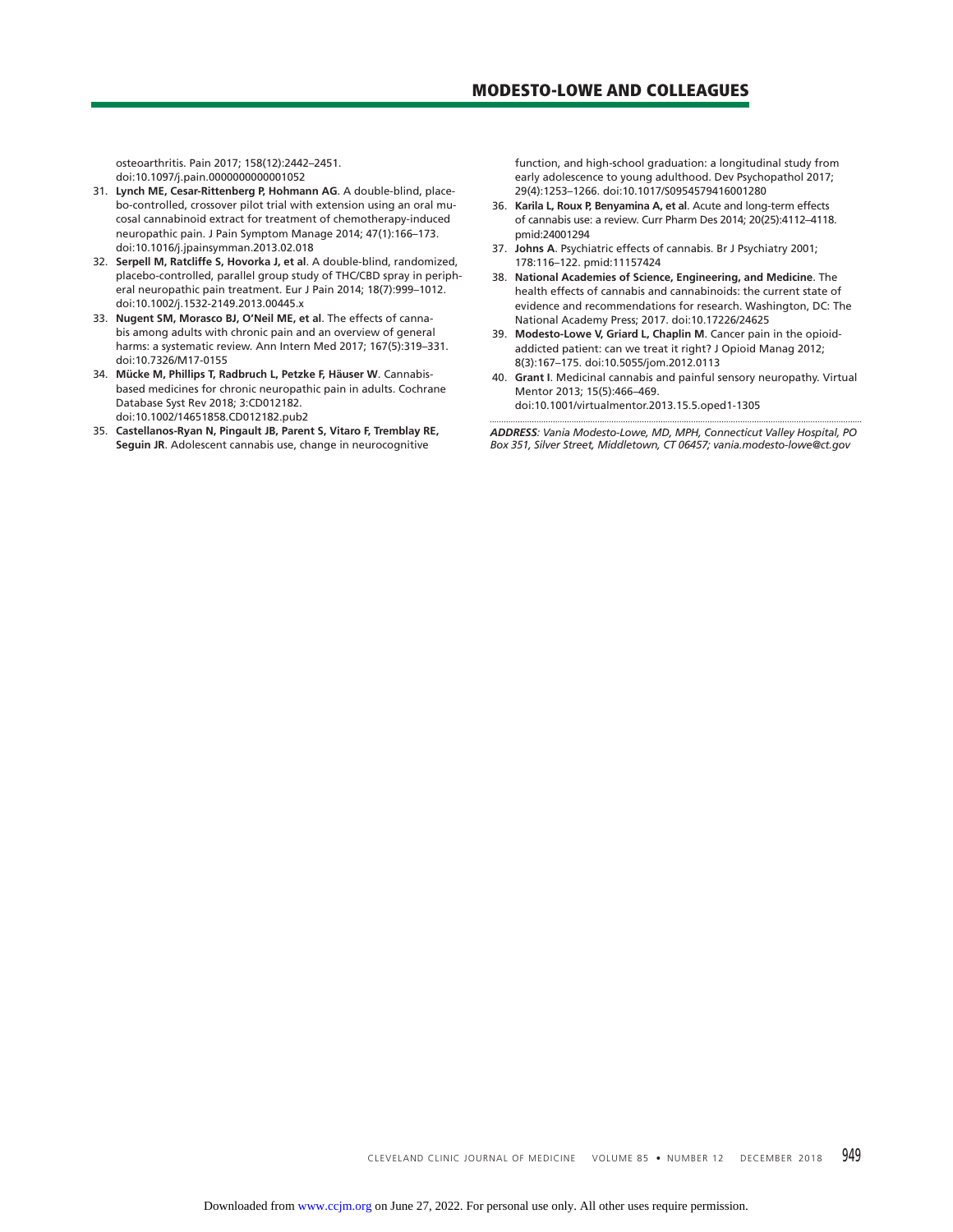osteoarthritis. Pain 2017; 158(12):2442–2451. doi:10.1097/j.pain.0000000000001052

31. **Lynch ME, Cesar-Rittenberg P, Hohmann AG**. A double-blind, placebo-controlled, crossover pilot trial with extension using an oral mucosal cannabinoid extract for treatment of chemotherapy-induced neuropathic pain. J Pain Symptom Manage 2014; 47(1):166–173. doi:10.1016/j.jpainsymman.2013.02.018
32. **Serpell M, Ratcliffe S, Hovorka J, et al**. A double-blind, randomized, placebo-controlled, parallel group study of THC/CBD spray in peripheral neuropathic pain treatment. Eur J Pain 2014; 18(7):999–1012. doi:10.1002/j.1532-2149.2013.00445.x
33. **Nugent SM, Morasco BJ, O'Neil ME, et al**. The effects of cannabis among adults with chronic pain and an overview of general harms: a systematic review. Ann Intern Med 2017; 167(5):319–331. doi:10.7326/M17-0155
34. **Mücke M, Phillips T, Radbruch L, Petzke F, Häuser W**. Cannabis-based medicines for chronic neuropathic pain in adults. Cochrane Database Syst Rev 2018; 3:CD012182. doi:10.1002/14651858.CD012182.pub2
35. **Castellanos-Ryan N, Pingault JB, Parent S, Vitaro F, Tremblay RE, Seguin JR**. Adolescent cannabis use, change in neurocognitive function, and high-school graduation: a longitudinal study from early adolescence to young adulthood. Dev Psychopathol 2017; 29(4):1253–1266. doi:10.1017/S0954579416001280
36. **Karila L, Roux P, Benyamina A, et al**. Acute and long-term effects of cannabis use: a review. Curr Pharm Des 2014; 20(25):4112–4118. pmid:24001294
37. **Johns A**. Psychiatric effects of cannabis. Br J Psychiatry 2001; 178:116–122. pmid:11157424
38. **National Academies of Science, Engineering, and Medicine**. The health effects of cannabis and cannabinoids: the current state of evidence and recommendations for research. Washington, DC: The National Academy Press; 2017. doi:10.17226/24625
39. **Modesto-Lowe V, Griard L, Chaplin M**. Cancer pain in the opioid-addicted patient: can we treat it right? J Opioid Manag 2012; 8(3):167–175. doi:10.5055/jom.2012.0113
40. **Grant I**. Medicinal cannabis and painful sensory neuropathy. Virtual Mentor 2013; 15(5):466–469. doi:10.1001/virtualmentor.2013.15.5.oped1-1305

***ADDRESS**: Vania Modesto-Lowe, MD, MPH, Connecticut Valley Hospital, PO Box 351, Silver Street, Middletown, CT 06457; vania.modesto-lowe@ct.gov*

Downloaded from www.ccjm.org on June 27, 2022. For personal use only. All other uses require permission.